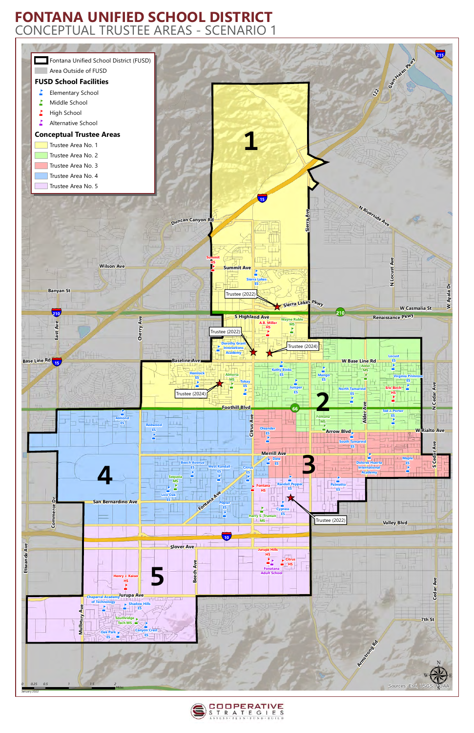# FONTANA UNIFIED SCHOOL DISTRICT

## CONCEPTUAL TRUSTEE AREAS - SCENARIO 1

- Fontana Unified School District (FUSD)
- Area Outside of FUSD

### FUSD School Facilities

- Elementary School
- Middle School
- High School
- Alternative School

### Conceptual Trustee Areas

- Trustee Area No. 1
- Trustee Area No. 2
- Trustee Area No. 3
- Trustee Area No. 4
- Trustee Area No. 5

1

2

3

4

5

Trustee (2022)

Trustee (2022)

Trustee (2024)

Trustee (2024)

Trustee (2022)

Summit HS, Sierra Lakes ES, A.B. Miller HS, Wayne Ruble MS, Dorothy Grant Innovations Academy, Kathy Binks ES, Mango ES, Alder MS, Locust ES, Virginia Primrose ES, Eric Birch HS, North Tamarind ES, Juniper ES, Hemlock ES, Almeria MS, Tokay ES, Almond ES, Redwood ES, Fontana MS, Oleander ES, Ted J. Porter ES, South Tamarind ES, Date ES, Dolores Huerta International Academy, Maple ES, Beech Avenue ES, West Randall ES, Citrus ES, Sequoia MS, Live Oak ES, Fontana HS, Randall Pepper ES, Palmetto ES, Poplar ES, Cypress ES, Harry S. Truman MS, Jurupa Hills HS, Citrus HS, Fontana Adult School, Henry J. Kaiser HS, Chaparral Academy of Technology, Shadow Hills ES, Southridge Tech MS, Oak Park ES, Canyon Crest ES

Glen Helen Pkwy, 122, 215, 15, N Riverside Ave, Duncan Canyon Rd, Sierra Ave, Wilson Ave, Summit Ave, N Locust Ave, W Ayala Dr, Banyan St, Sierra Lakes Pkwy, W Casmalia St, 210, Renaissance Pkwy, S Highland Ave, East Ave, Cherry Ave, Base Line Rd, Baseline Ave, W Base Line Rd, N Cedar Ave, Foothill Blvd, 66, Citrus Ave, Alder Ave, Arrow Blvd, W Rialto Ave, Merrill Ave, S Cedar Ave, San Bernardino Ave, Fontana Ave, Commerce Dr, Valley Blvd, 10, Slover Ave, Etiwanda Ave, Beech Ave, Jurupa Ave, Cedar Ave, Mulberry Ave, 7th St, Armstrong Rd

0 0.25 0.5 1 1.5 2 Miles

January 2022

Sources: Esri, USGS, NOAA

COOPERATIVE STRATEGIES

ASSESS · PLAN · FUND · BUILD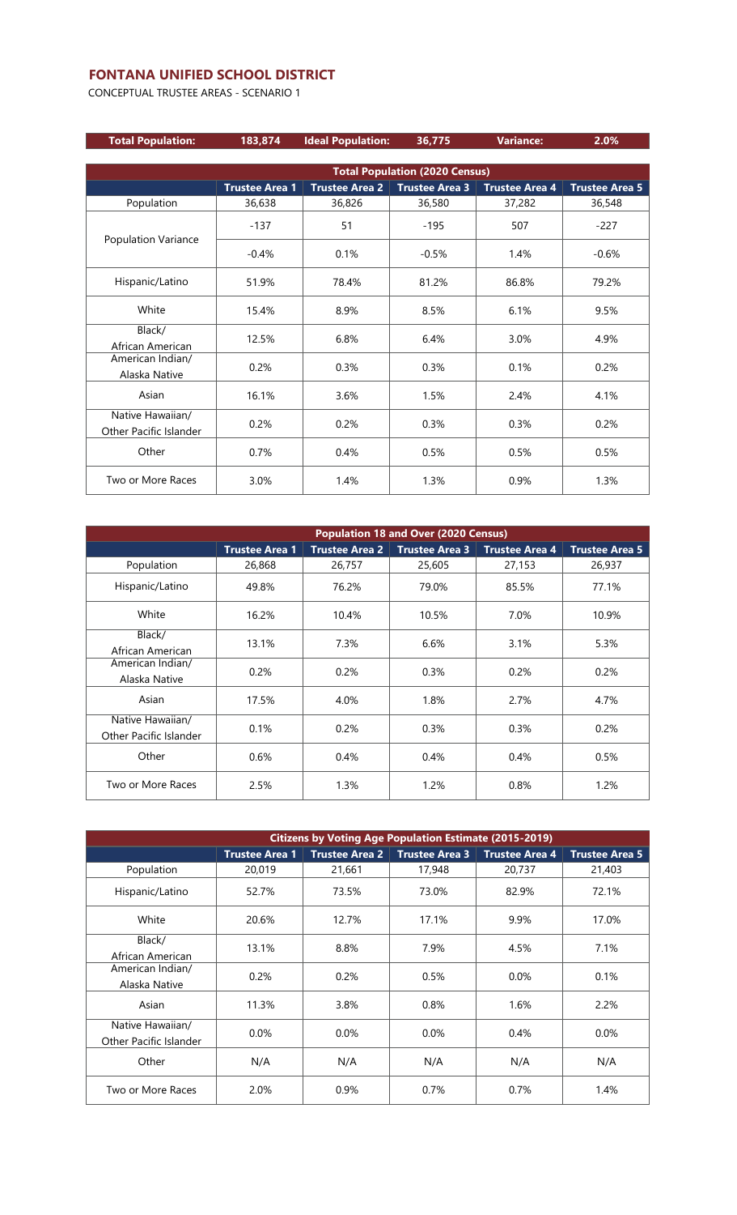## FONTANA UNIFIED SCHOOL DISTRICT

CONCEPTUAL TRUSTEE AREAS - SCENARIO 1

| Total Population: | 183,874 | Ideal Population: | 36,775 | Variance: | 2.0% |
|---|---|---|---|---|---|

| Total Population (2020 Census) | | | | | |
|---|---|---|---|---|---|
| | Trustee Area 1 | Trustee Area 2 | Trustee Area 3 | Trustee Area 4 | Trustee Area 5 |
| Population | 36,638 | 36,826 | 36,580 | 37,282 | 36,548 |
| Population Variance | -137 | 51 | -195 | 507 | -227 |
| | -0.4% | 0.1% | -0.5% | 1.4% | -0.6% |
| Hispanic/Latino | 51.9% | 78.4% | 81.2% | 86.8% | 79.2% |
| White | 15.4% | 8.9% | 8.5% | 6.1% | 9.5% |
| Black/ African American | 12.5% | 6.8% | 6.4% | 3.0% | 4.9% |
| American Indian/ Alaska Native | 0.2% | 0.3% | 0.3% | 0.1% | 0.2% |
| Asian | 16.1% | 3.6% | 1.5% | 2.4% | 4.1% |
| Native Hawaiian/ Other Pacific Islander | 0.2% | 0.2% | 0.3% | 0.3% | 0.2% |
| Other | 0.7% | 0.4% | 0.5% | 0.5% | 0.5% |
| Two or More Races | 3.0% | 1.4% | 1.3% | 0.9% | 1.3% |

| Population 18 and Over (2020 Census) | | | | | |
|---|---|---|---|---|---|
| | Trustee Area 1 | Trustee Area 2 | Trustee Area 3 | Trustee Area 4 | Trustee Area 5 |
| Population | 26,868 | 26,757 | 25,605 | 27,153 | 26,937 |
| Hispanic/Latino | 49.8% | 76.2% | 79.0% | 85.5% | 77.1% |
| White | 16.2% | 10.4% | 10.5% | 7.0% | 10.9% |
| Black/ African American | 13.1% | 7.3% | 6.6% | 3.1% | 5.3% |
| American Indian/ Alaska Native | 0.2% | 0.2% | 0.3% | 0.2% | 0.2% |
| Asian | 17.5% | 4.0% | 1.8% | 2.7% | 4.7% |
| Native Hawaiian/ Other Pacific Islander | 0.1% | 0.2% | 0.3% | 0.3% | 0.2% |
| Other | 0.6% | 0.4% | 0.4% | 0.4% | 0.5% |
| Two or More Races | 2.5% | 1.3% | 1.2% | 0.8% | 1.2% |

| Citizens by Voting Age Population Estimate (2015-2019) | | | | | |
|---|---|---|---|---|---|
| | Trustee Area 1 | Trustee Area 2 | Trustee Area 3 | Trustee Area 4 | Trustee Area 5 |
| Population | 20,019 | 21,661 | 17,948 | 20,737 | 21,403 |
| Hispanic/Latino | 52.7% | 73.5% | 73.0% | 82.9% | 72.1% |
| White | 20.6% | 12.7% | 17.1% | 9.9% | 17.0% |
| Black/ African American | 13.1% | 8.8% | 7.9% | 4.5% | 7.1% |
| American Indian/ Alaska Native | 0.2% | 0.2% | 0.5% | 0.0% | 0.1% |
| Asian | 11.3% | 3.8% | 0.8% | 1.6% | 2.2% |
| Native Hawaiian/ Other Pacific Islander | 0.0% | 0.0% | 0.0% | 0.4% | 0.0% |
| Other | N/A | N/A | N/A | N/A | N/A |
| Two or More Races | 2.0% | 0.9% | 0.7% | 0.7% | 1.4% |